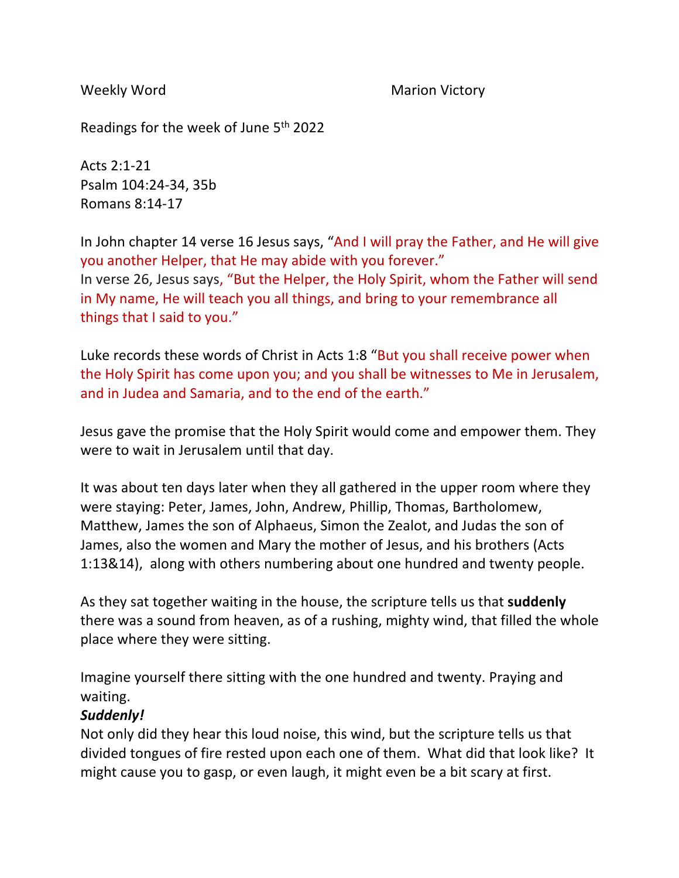Weekly Word　　　　　　　　　　　　　Marion Victory

Readings for the week of June 5th 2022

Acts 2:1-21
Psalm 104:24-34, 35b
Romans 8:14-17

In John chapter 14 verse 16 Jesus says, "And I will pray the Father, and He will give you another Helper, that He may abide with you forever."
In verse 26, Jesus says, "But the Helper, the Holy Spirit, whom the Father will send in My name, He will teach you all things, and bring to your remembrance all things that I said to you."

Luke records these words of Christ in Acts 1:8 "But you shall receive power when the Holy Spirit has come upon you; and you shall be witnesses to Me in Jerusalem, and in Judea and Samaria, and to the end of the earth."

Jesus gave the promise that the Holy Spirit would come and empower them. They were to wait in Jerusalem until that day.

It was about ten days later when they all gathered in the upper room where they were staying: Peter, James, John, Andrew, Phillip, Thomas, Bartholomew, Matthew, James the son of Alphaeus, Simon the Zealot, and Judas the son of James, also the women and Mary the mother of Jesus, and his brothers (Acts 1:13&14), along with others numbering about one hundred and twenty people.

As they sat together waiting in the house, the scripture tells us that **suddenly** there was a sound from heaven, as of a rushing, mighty wind, that filled the whole place where they were sitting.

Imagine yourself there sitting with the one hundred and twenty. Praying and waiting.
***Suddenly!***
Not only did they hear this loud noise, this wind, but the scripture tells us that divided tongues of fire rested upon each one of them. What did that look like? It might cause you to gasp, or even laugh, it might even be a bit scary at first.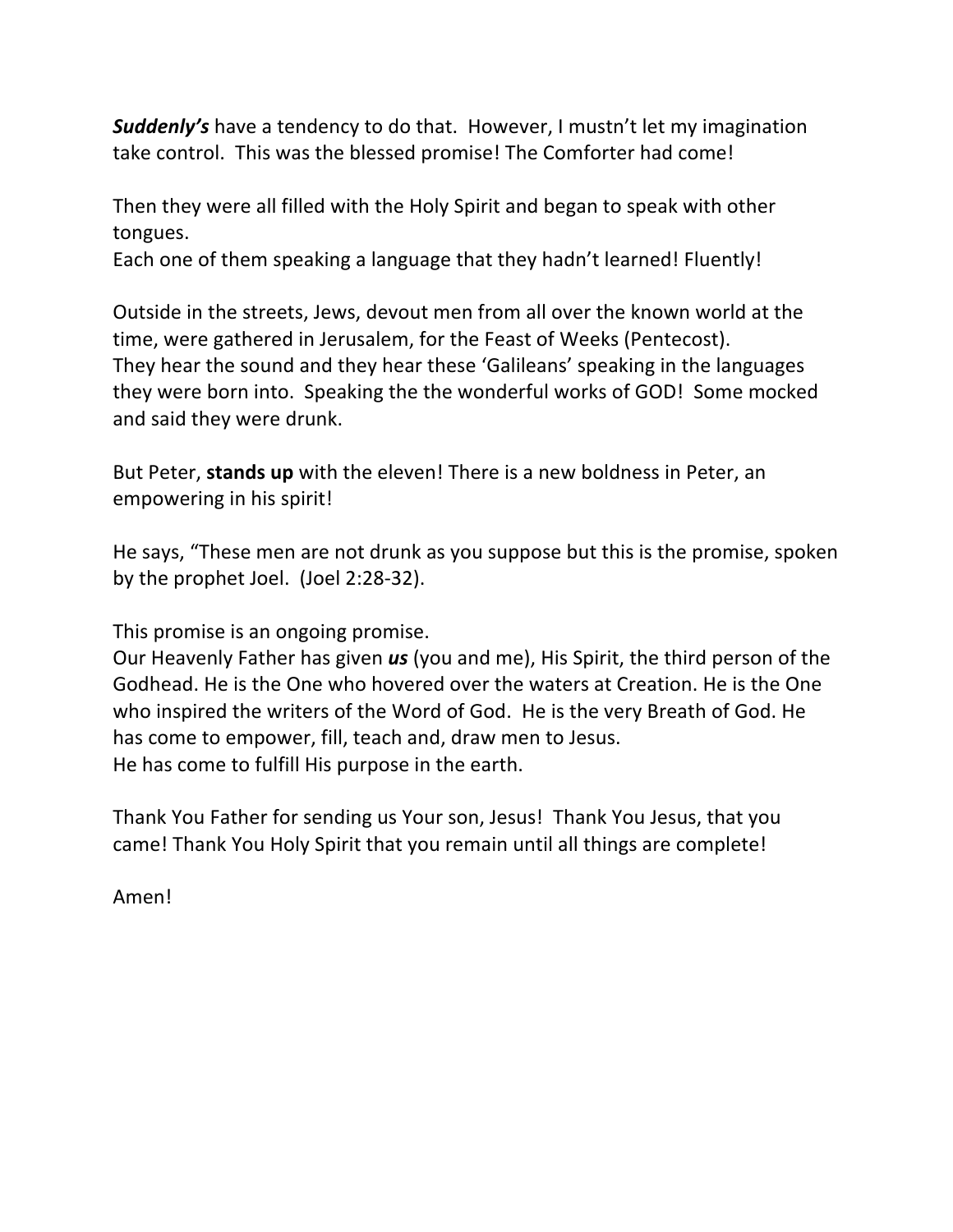***Suddenly's*** have a tendency to do that. However, I mustn't let my imagination take control. This was the blessed promise! The Comforter had come!

Then they were all filled with the Holy Spirit and began to speak with other tongues.
Each one of them speaking a language that they hadn't learned! Fluently!

Outside in the streets, Jews, devout men from all over the known world at the time, were gathered in Jerusalem, for the Feast of Weeks (Pentecost).
They hear the sound and they hear these 'Galileans' speaking in the languages they were born into. Speaking the the wonderful works of GOD! Some mocked and said they were drunk.

But Peter, **stands up** with the eleven! There is a new boldness in Peter, an empowering in his spirit!

He says, "These men are not drunk as you suppose but this is the promise, spoken by the prophet Joel. (Joel 2:28-32).

This promise is an ongoing promise.
Our Heavenly Father has given ***us*** (you and me), His Spirit, the third person of the Godhead. He is the One who hovered over the waters at Creation. He is the One who inspired the writers of the Word of God. He is the very Breath of God. He has come to empower, fill, teach and, draw men to Jesus.
He has come to fulfill His purpose in the earth.

Thank You Father for sending us Your son, Jesus! Thank You Jesus, that you came! Thank You Holy Spirit that you remain until all things are complete!

Amen!